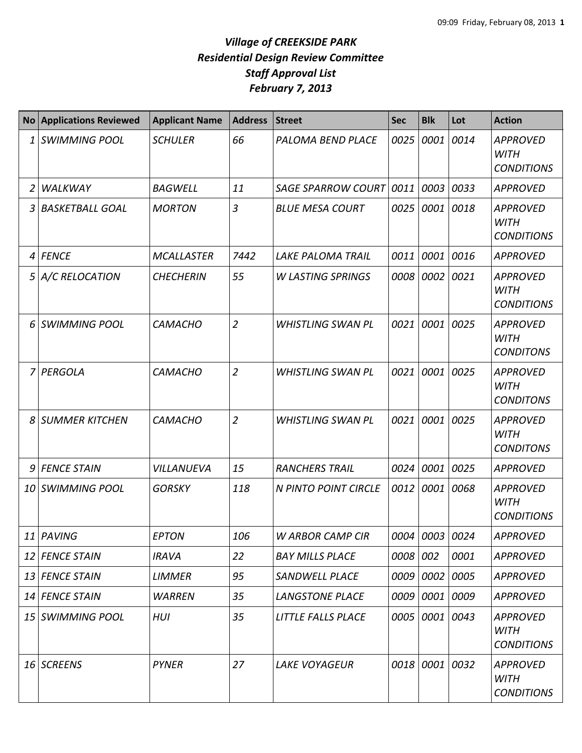# *Village of CREEKSIDE PARK*
## *Residential Design Review Committee*
## *Staff Approval List*
## *February 7, 2013*

| No | Applications Reviewed | Applicant Name | Address | Street | Sec | Blk | Lot | Action |
|---|---|---|---|---|---|---|---|---|
| *1* | *SWIMMING POOL* | *SCHULER* | *66* | *PALOMA BEND PLACE* | *0025* | *0001* | *0014* | *APPROVED WITH CONDITIONS* |
| *2* | *WALKWAY* | *BAGWELL* | *11* | *SAGE SPARROW COURT* | *0011* | *0003* | *0033* | *APPROVED* |
| *3* | *BASKETBALL GOAL* | *MORTON* | *3* | *BLUE MESA COURT* | *0025* | *0001* | *0018* | *APPROVED WITH CONDITIONS* |
| *4* | *FENCE* | *MCALLASTER* | *7442* | *LAKE PALOMA TRAIL* | *0011* | *0001* | *0016* | *APPROVED* |
| *5* | *A/C RELOCATION* | *CHECHERIN* | *55* | *W LASTING SPRINGS* | *0008* | *0002* | *0021* | *APPROVED WITH CONDITIONS* |
| *6* | *SWIMMING POOL* | *CAMACHO* | *2* | *WHISTLING SWAN PL* | *0021* | *0001* | *0025* | *APPROVED WITH CONDITONS* |
| *7* | *PERGOLA* | *CAMACHO* | *2* | *WHISTLING SWAN PL* | *0021* | *0001* | *0025* | *APPROVED WITH CONDITONS* |
| *8* | *SUMMER KITCHEN* | *CAMACHO* | *2* | *WHISTLING SWAN PL* | *0021* | *0001* | *0025* | *APPROVED WITH CONDITONS* |
| *9* | *FENCE STAIN* | *VILLANUEVA* | *15* | *RANCHERS TRAIL* | *0024* | *0001* | *0025* | *APPROVED* |
| *10* | *SWIMMING POOL* | *GORSKY* | *118* | *N PINTO POINT CIRCLE* | *0012* | *0001* | *0068* | *APPROVED WITH CONDITIONS* |
| *11* | *PAVING* | *EPTON* | *106* | *W ARBOR CAMP CIR* | *0004* | *0003* | *0024* | *APPROVED* |
| *12* | *FENCE STAIN* | *IRAVA* | *22* | *BAY MILLS PLACE* | *0008* | *002* | *0001* | *APPROVED* |
| *13* | *FENCE STAIN* | *LIMMER* | *95* | *SANDWELL PLACE* | *0009* | *0002* | *0005* | *APPROVED* |
| *14* | *FENCE STAIN* | *WARREN* | *35* | *LANGSTONE PLACE* | *0009* | *0001* | *0009* | *APPROVED* |
| *15* | *SWIMMING POOL* | *HUI* | *35* | *LITTLE FALLS PLACE* | *0005* | *0001* | *0043* | *APPROVED WITH CONDITIONS* |
| *16* | *SCREENS* | *PYNER* | *27* | *LAKE VOYAGEUR* | *0018* | *0001* | *0032* | *APPROVED WITH CONDITIONS* |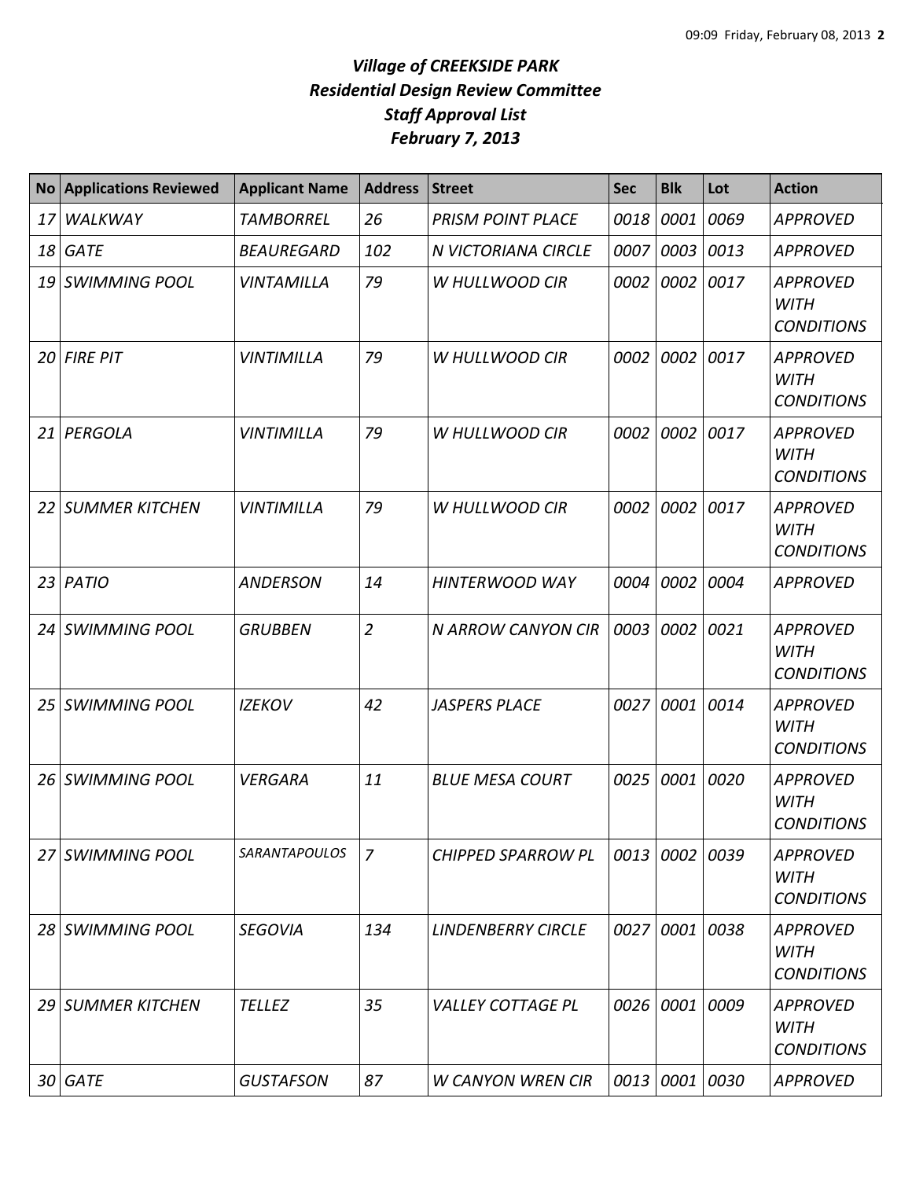# *Village of CREEKSIDE PARK*
## *Residential Design Review Committee*
## *Staff Approval List*
## *February 7, 2013*

| No | Applications Reviewed | Applicant Name | Address | Street | Sec | Blk | Lot | Action |
|---|---|---|---|---|---|---|---|---|
| *17* | *WALKWAY* | *TAMBORREL* | *26* | *PRISM POINT PLACE* | *0018* | *0001* | *0069* | *APPROVED* |
| *18* | *GATE* | *BEAUREGARD* | *102* | *N VICTORIANA CIRCLE* | *0007* | *0003* | *0013* | *APPROVED* |
| *19* | *SWIMMING POOL* | *VINTAMILLA* | *79* | *W HULLWOOD CIR* | *0002* | *0002* | *0017* | *APPROVED WITH CONDITIONS* |
| *20* | *FIRE PIT* | *VINTIMILLA* | *79* | *W HULLWOOD CIR* | *0002* | *0002* | *0017* | *APPROVED WITH CONDITIONS* |
| *21* | *PERGOLA* | *VINTIMILLA* | *79* | *W HULLWOOD CIR* | *0002* | *0002* | *0017* | *APPROVED WITH CONDITIONS* |
| *22* | *SUMMER KITCHEN* | *VINTIMILLA* | *79* | *W HULLWOOD CIR* | *0002* | *0002* | *0017* | *APPROVED WITH CONDITIONS* |
| *23* | *PATIO* | *ANDERSON* | *14* | *HINTERWOOD WAY* | *0004* | *0002* | *0004* | *APPROVED* |
| *24* | *SWIMMING POOL* | *GRUBBEN* | *2* | *N ARROW CANYON CIR* | *0003* | *0002* | *0021* | *APPROVED WITH CONDITIONS* |
| *25* | *SWIMMING POOL* | *IZEKOV* | *42* | *JASPERS PLACE* | *0027* | *0001* | *0014* | *APPROVED WITH CONDITIONS* |
| *26* | *SWIMMING POOL* | *VERGARA* | *11* | *BLUE MESA COURT* | *0025* | *0001* | *0020* | *APPROVED WITH CONDITIONS* |
| *27* | *SWIMMING POOL* | *SARANTAPOULOS* | *7* | *CHIPPED SPARROW PL* | *0013* | *0002* | *0039* | *APPROVED WITH CONDITIONS* |
| *28* | *SWIMMING POOL* | *SEGOVIA* | *134* | *LINDENBERRY CIRCLE* | *0027* | *0001* | *0038* | *APPROVED WITH CONDITIONS* |
| *29* | *SUMMER KITCHEN* | *TELLEZ* | *35* | *VALLEY COTTAGE PL* | *0026* | *0001* | *0009* | *APPROVED WITH CONDITIONS* |
| *30* | *GATE* | *GUSTAFSON* | *87* | *W CANYON WREN CIR* | *0013* | *0001* | *0030* | *APPROVED* |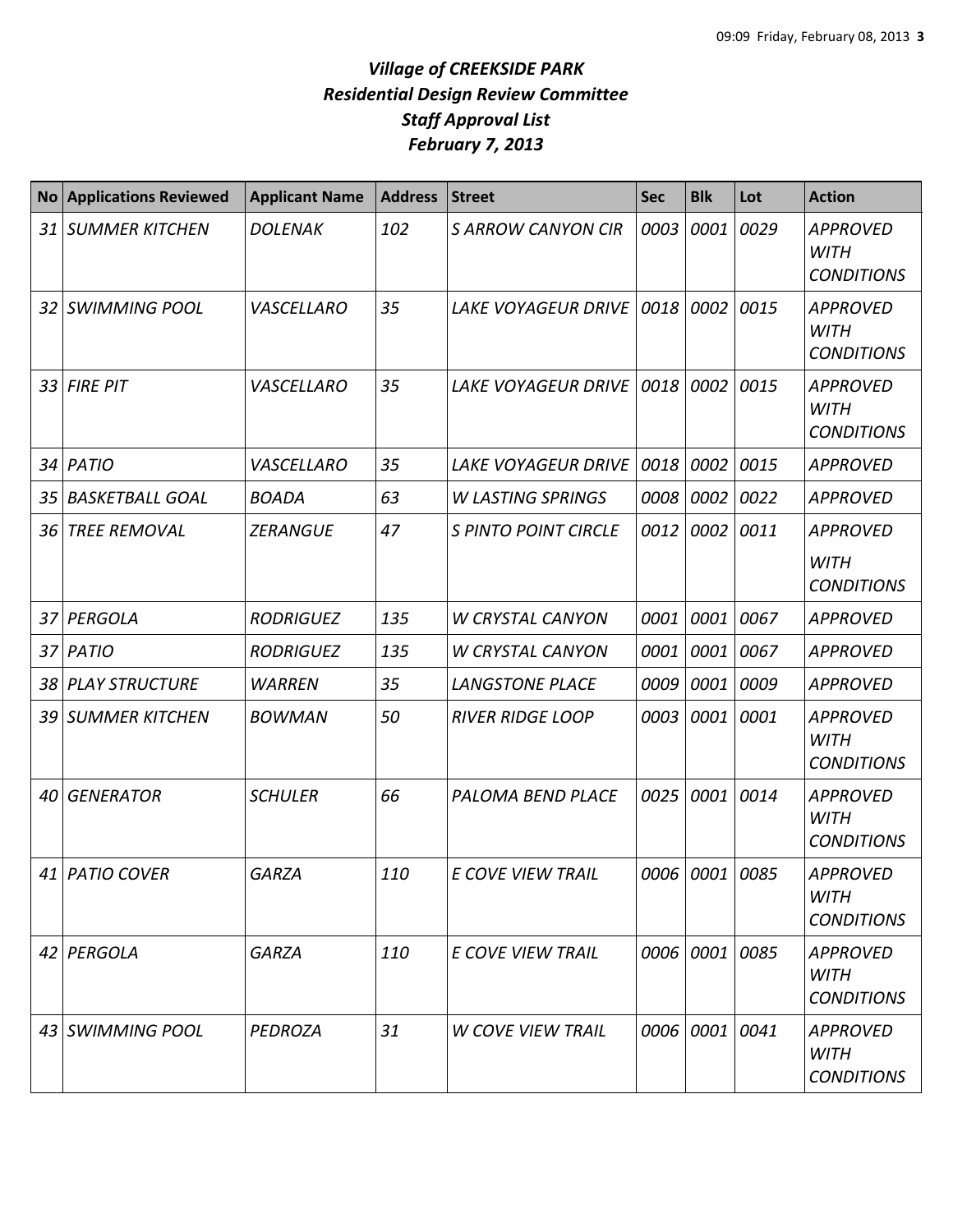*Village of CREEKSIDE PARK*
*Residential Design Review Committee*
*Staff Approval List*
*February 7, 2013*

| No | Applications Reviewed | Applicant Name | Address | Street | Sec | Blk | Lot | Action |
|---|---|---|---|---|---|---|---|---|
| *31* | *SUMMER KITCHEN* | *DOLENAK* | *102* | *S ARROW CANYON CIR* | *0003* | *0001* | *0029* | *APPROVED WITH CONDITIONS* |
| *32* | *SWIMMING POOL* | *VASCELLARO* | *35* | *LAKE VOYAGEUR DRIVE* | *0018* | *0002* | *0015* | *APPROVED WITH CONDITIONS* |
| *33* | *FIRE PIT* | *VASCELLARO* | *35* | *LAKE VOYAGEUR DRIVE* | *0018* | *0002* | *0015* | *APPROVED WITH CONDITIONS* |
| *34* | *PATIO* | *VASCELLARO* | *35* | *LAKE VOYAGEUR DRIVE* | *0018* | *0002* | *0015* | *APPROVED* |
| *35* | *BASKETBALL GOAL* | *BOADA* | *63* | *W LASTING SPRINGS* | *0008* | *0002* | *0022* | *APPROVED* |
| *36* | *TREE REMOVAL* | *ZERANGUE* | *47* | *S PINTO POINT CIRCLE* | *0012* | *0002* | *0011* | *APPROVED WITH CONDITIONS* |
| *37* | *PERGOLA* | *RODRIGUEZ* | *135* | *W CRYSTAL CANYON* | *0001* | *0001* | *0067* | *APPROVED* |
| *37* | *PATIO* | *RODRIGUEZ* | *135* | *W CRYSTAL CANYON* | *0001* | *0001* | *0067* | *APPROVED* |
| *38* | *PLAY STRUCTURE* | *WARREN* | *35* | *LANGSTONE PLACE* | *0009* | *0001* | *0009* | *APPROVED* |
| *39* | *SUMMER KITCHEN* | *BOWMAN* | *50* | *RIVER RIDGE LOOP* | *0003* | *0001* | *0001* | *APPROVED WITH CONDITIONS* |
| *40* | *GENERATOR* | *SCHULER* | *66* | *PALOMA BEND PLACE* | *0025* | *0001* | *0014* | *APPROVED WITH CONDITIONS* |
| *41* | *PATIO COVER* | *GARZA* | *110* | *E COVE VIEW TRAIL* | *0006* | *0001* | *0085* | *APPROVED WITH CONDITIONS* |
| *42* | *PERGOLA* | *GARZA* | *110* | *E COVE VIEW TRAIL* | *0006* | *0001* | *0085* | *APPROVED WITH CONDITIONS* |
| *43* | *SWIMMING POOL* | *PEDROZA* | *31* | *W COVE VIEW TRAIL* | *0006* | *0001* | *0041* | *APPROVED WITH CONDITIONS* |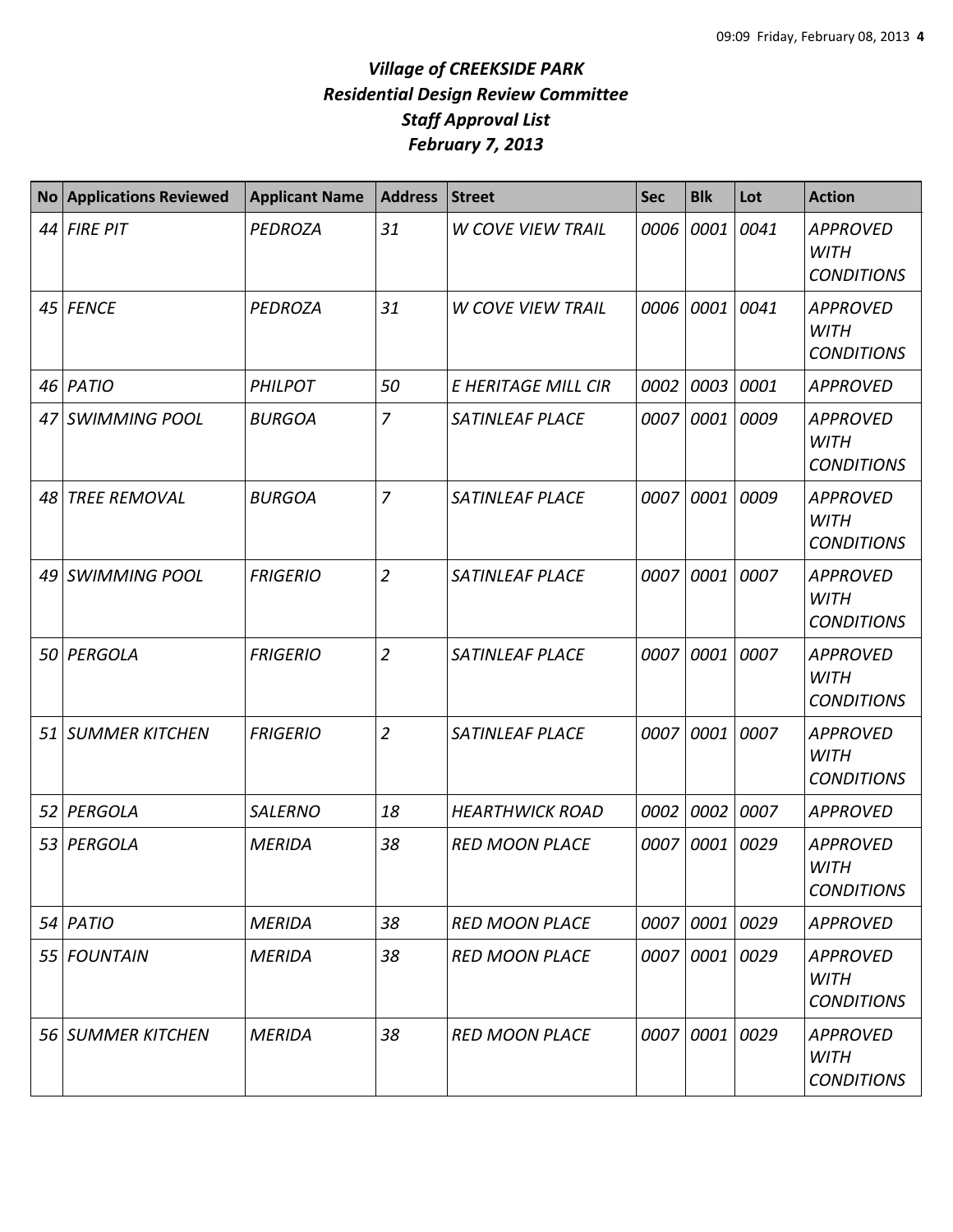# *Village of CREEKSIDE PARK*
## *Residential Design Review Committee*
### *Staff Approval List*
### *February 7, 2013*

| No | Applications Reviewed | Applicant Name | Address | Street | Sec | Blk | Lot | Action |
|---|---|---|---|---|---|---|---|---|
| *44* | *FIRE PIT* | *PEDROZA* | *31* | *W COVE VIEW TRAIL* | *0006* | *0001* | *0041* | *APPROVED WITH CONDITIONS* |
| *45* | *FENCE* | *PEDROZA* | *31* | *W COVE VIEW TRAIL* | *0006* | *0001* | *0041* | *APPROVED WITH CONDITIONS* |
| *46* | *PATIO* | *PHILPOT* | *50* | *E HERITAGE MILL CIR* | *0002* | *0003* | *0001* | *APPROVED* |
| *47* | *SWIMMING POOL* | *BURGOA* | *7* | *SATINLEAF PLACE* | *0007* | *0001* | *0009* | *APPROVED WITH CONDITIONS* |
| *48* | *TREE REMOVAL* | *BURGOA* | *7* | *SATINLEAF PLACE* | *0007* | *0001* | *0009* | *APPROVED WITH CONDITIONS* |
| *49* | *SWIMMING POOL* | *FRIGERIO* | *2* | *SATINLEAF PLACE* | *0007* | *0001* | *0007* | *APPROVED WITH CONDITIONS* |
| *50* | *PERGOLA* | *FRIGERIO* | *2* | *SATINLEAF PLACE* | *0007* | *0001* | *0007* | *APPROVED WITH CONDITIONS* |
| *51* | *SUMMER KITCHEN* | *FRIGERIO* | *2* | *SATINLEAF PLACE* | *0007* | *0001* | *0007* | *APPROVED WITH CONDITIONS* |
| *52* | *PERGOLA* | *SALERNO* | *18* | *HEARTHWICK ROAD* | *0002* | *0002* | *0007* | *APPROVED* |
| *53* | *PERGOLA* | *MERIDA* | *38* | *RED MOON PLACE* | *0007* | *0001* | *0029* | *APPROVED WITH CONDITIONS* |
| *54* | *PATIO* | *MERIDA* | *38* | *RED MOON PLACE* | *0007* | *0001* | *0029* | *APPROVED* |
| *55* | *FOUNTAIN* | *MERIDA* | *38* | *RED MOON PLACE* | *0007* | *0001* | *0029* | *APPROVED WITH CONDITIONS* |
| *56* | *SUMMER KITCHEN* | *MERIDA* | *38* | *RED MOON PLACE* | *0007* | *0001* | *0029* | *APPROVED WITH CONDITIONS* |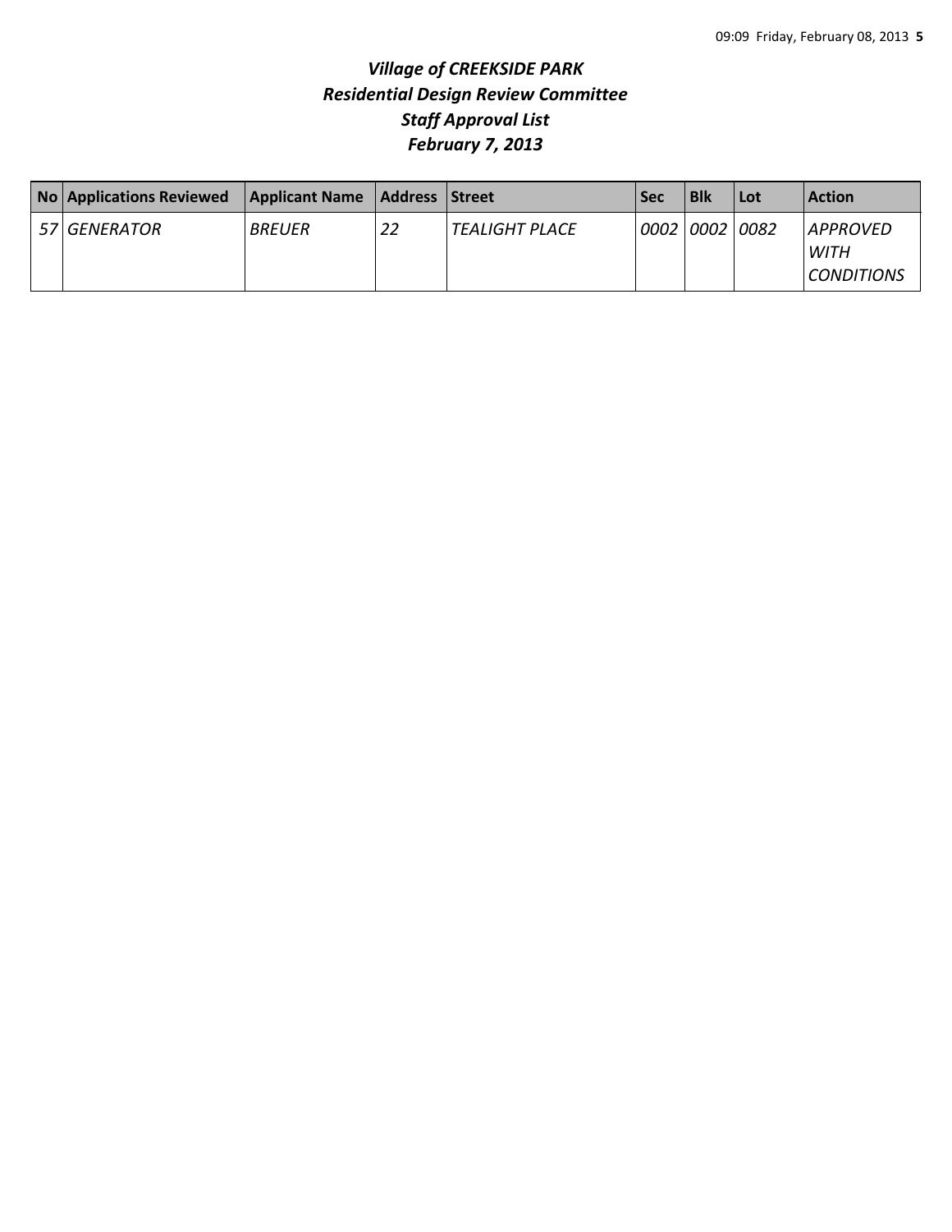# *Village of CREEKSIDE PARK*
## *Residential Design Review Committee*
## *Staff Approval List*
## *February 7, 2013*

| No | Applications Reviewed | Applicant Name | Address | Street | Sec | Blk | Lot | Action |
|---|---|---|---|---|---|---|---|---|
| *57* | *GENERATOR* | *BREUER* | *22* | *TEALIGHT PLACE* | *0002* | *0002* | *0082* | *APPROVED WITH CONDITIONS* |